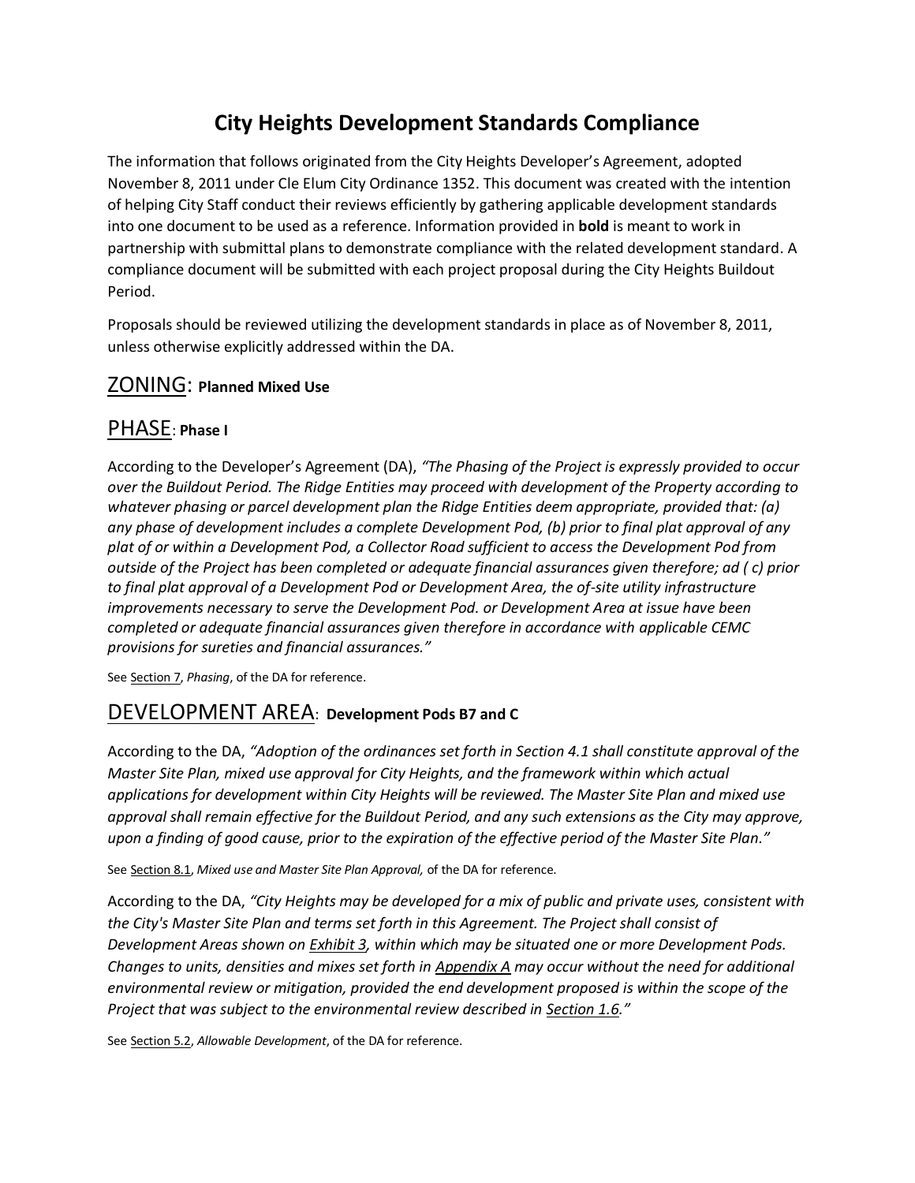# City Heights Development Standards Compliance

The information that follows originated from the City Heights Developer's Agreement, adopted November 8, 2011 under Cle Elum City Ordinance 1352. This document was created with the intention of helping City Staff conduct their reviews efficiently by gathering applicable development standards into one document to be used as a reference. Information provided in **bold** is meant to work in partnership with submittal plans to demonstrate compliance with the related development standard. A compliance document will be submitted with each project proposal during the City Heights Buildout Period.

Proposals should be reviewed utilizing the development standards in place as of November 8, 2011, unless otherwise explicitly addressed within the DA.

## ZONING: **Planned Mixed Use**

## PHASE: **Phase I**

According to the Developer's Agreement (DA), *"The Phasing of the Project is expressly provided to occur over the Buildout Period. The Ridge Entities may proceed with development of the Property according to whatever phasing or parcel development plan the Ridge Entities deem appropriate, provided that: (a) any phase of development includes a complete Development Pod, (b) prior to final plat approval of any plat of or within a Development Pod, a Collector Road sufficient to access the Development Pod from outside of the Project has been completed or adequate financial assurances given therefore; ad ( c) prior to final plat approval of a Development Pod or Development Area, the of-site utility infrastructure improvements necessary to serve the Development Pod. or Development Area at issue have been completed or adequate financial assurances given therefore in accordance with applicable CEMC provisions for sureties and financial assurances."*

See Section 7, *Phasing*, of the DA for reference.

## DEVELOPMENT AREA: **Development Pods B7 and C**

According to the DA, *"Adoption of the ordinances set forth in Section 4.1 shall constitute approval of the Master Site Plan, mixed use approval for City Heights, and the framework within which actual applications for development within City Heights will be reviewed. The Master Site Plan and mixed use approval shall remain effective for the Buildout Period, and any such extensions as the City may approve, upon a finding of good cause, prior to the expiration of the effective period of the Master Site Plan."*

See Section 8.1, *Mixed use and Master Site Plan Approval,* of the DA for reference.

According to the DA, *"City Heights may be developed for a mix of public and private uses, consistent with the City's Master Site Plan and terms set forth in this Agreement. The Project shall consist of Development Areas shown on Exhibit 3, within which may be situated one or more Development Pods. Changes to units, densities and mixes set forth in Appendix A may occur without the need for additional environmental review or mitigation, provided the end development proposed is within the scope of the Project that was subject to the environmental review described in Section 1.6."*

See Section 5.2, *Allowable Development*, of the DA for reference.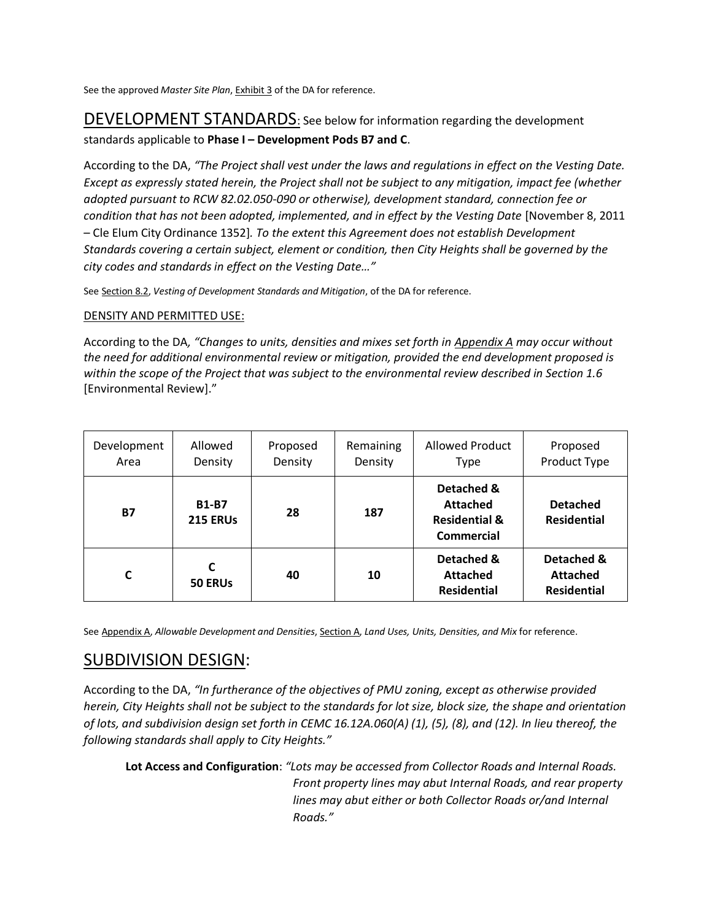See the approved *Master Site Plan*, Exhibit 3 of the DA for reference.

## DEVELOPMENT STANDARDS: See below for information regarding the development standards applicable to **Phase I – Development Pods B7 and C**.

According to the DA, *"The Project shall vest under the laws and regulations in effect on the Vesting Date. Except as expressly stated herein, the Project shall not be subject to any mitigation, impact fee (whether adopted pursuant to RCW 82.02.050-090 or otherwise), development standard, connection fee or condition that has not been adopted, implemented, and in effect by the Vesting Date* [November 8, 2011 – Cle Elum City Ordinance 1352]*. To the extent this Agreement does not establish Development Standards covering a certain subject, element or condition, then City Heights shall be governed by the city codes and standards in effect on the Vesting Date…"*

See Section 8.2, *Vesting of Development Standards and Mitigation*, of the DA for reference.

DENSITY AND PERMITTED USE:

According to the DA*, "Changes to units, densities and mixes set forth in Appendix A may occur without the need for additional environmental review or mitigation, provided the end development proposed is within the scope of the Project that was subject to the environmental review described in Section 1.6* [Environmental Review]."

| Development Area | Allowed Density | Proposed Density | Remaining Density | Allowed Product Type | Proposed Product Type |
|---|---|---|---|---|---|
| **B7** | **B1-B7 215 ERUs** | **28** | **187** | **Detached & Attached Residential & Commercial** | **Detached Residential** |
| **C** | **C 50 ERUs** | **40** | **10** | **Detached & Attached Residential** | **Detached & Attached Residential** |

See Appendix A, *Allowable Development and Densities*, Section A, *Land Uses, Units, Densities, and Mix* for reference.

## SUBDIVISION DESIGN:

According to the DA, *"In furtherance of the objectives of PMU zoning, except as otherwise provided herein, City Heights shall not be subject to the standards for lot size, block size, the shape and orientation of lots, and subdivision design set forth in CEMC 16.12A.060(A) (1), (5), (8), and (12). In lieu thereof, the following standards shall apply to City Heights."*

**Lot Access and Configuration**: *"Lots may be accessed from Collector Roads and Internal Roads. Front property lines may abut Internal Roads, and rear property lines may abut either or both Collector Roads or/and Internal Roads."*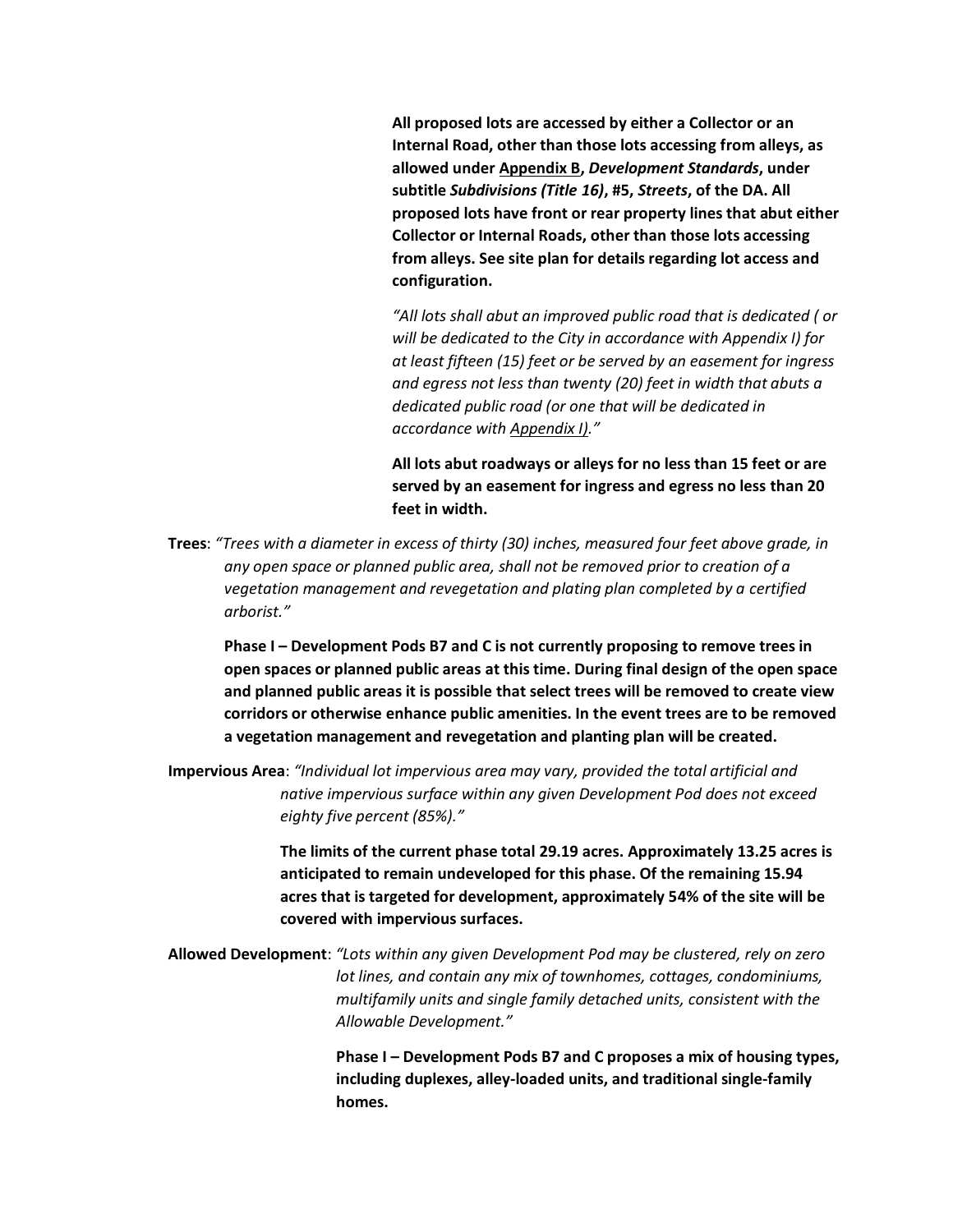**All proposed lots are accessed by either a Collector or an Internal Road, other than those lots accessing from alleys, as allowed under Appendix B, *Development Standards*, under subtitle *Subdivisions (Title 16)*, #5, *Streets*, of the DA. All proposed lots have front or rear property lines that abut either Collector or Internal Roads, other than those lots accessing from alleys. See site plan for details regarding lot access and configuration.**

*"All lots shall abut an improved public road that is dedicated ( or will be dedicated to the City in accordance with Appendix I) for at least fifteen (15) feet or be served by an easement for ingress and egress not less than twenty (20) feet in width that abuts a dedicated public road (or one that will be dedicated in accordance with Appendix I)."*

**All lots abut roadways or alleys for no less than 15 feet or are served by an easement for ingress and egress no less than 20 feet in width.**

**Trees**: *"Trees with a diameter in excess of thirty (30) inches, measured four feet above grade, in any open space or planned public area, shall not be removed prior to creation of a vegetation management and revegetation and plating plan completed by a certified arborist."*

**Phase I – Development Pods B7 and C is not currently proposing to remove trees in open spaces or planned public areas at this time. During final design of the open space and planned public areas it is possible that select trees will be removed to create view corridors or otherwise enhance public amenities. In the event trees are to be removed a vegetation management and revegetation and planting plan will be created.**

**Impervious Area**: *"Individual lot impervious area may vary, provided the total artificial and native impervious surface within any given Development Pod does not exceed eighty five percent (85%)."*

**The limits of the current phase total 29.19 acres. Approximately 13.25 acres is anticipated to remain undeveloped for this phase. Of the remaining 15.94 acres that is targeted for development, approximately 54% of the site will be covered with impervious surfaces.**

**Allowed Development**: *"Lots within any given Development Pod may be clustered, rely on zero lot lines, and contain any mix of townhomes, cottages, condominiums, multifamily units and single family detached units, consistent with the Allowable Development."*

**Phase I – Development Pods B7 and C proposes a mix of housing types, including duplexes, alley-loaded units, and traditional single-family homes.**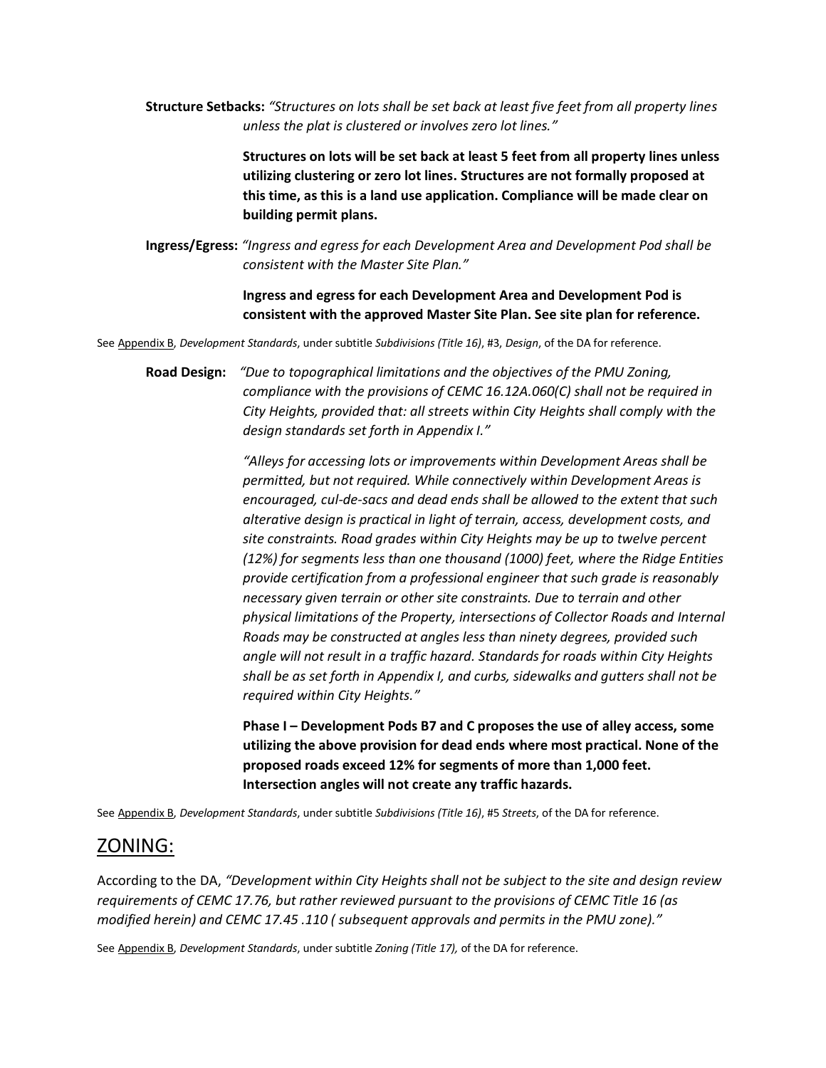**Structure Setbacks:** *"Structures on lots shall be set back at least five feet from all property lines unless the plat is clustered or involves zero lot lines."*

**Structures on lots will be set back at least 5 feet from all property lines unless utilizing clustering or zero lot lines. Structures are not formally proposed at this time, as this is a land use application. Compliance will be made clear on building permit plans.**

**Ingress/Egress:** *"Ingress and egress for each Development Area and Development Pod shall be consistent with the Master Site Plan."*

**Ingress and egress for each Development Area and Development Pod is consistent with the approved Master Site Plan. See site plan for reference.**

See Appendix B, *Development Standards*, under subtitle *Subdivisions (Title 16)*, #3, *Design*, of the DA for reference.

**Road Design:** *"Due to topographical limitations and the objectives of the PMU Zoning, compliance with the provisions of CEMC 16.12A.060(C) shall not be required in City Heights, provided that: all streets within City Heights shall comply with the design standards set forth in Appendix I."*

*"Alleys for accessing lots or improvements within Development Areas shall be permitted, but not required. While connectively within Development Areas is encouraged, cul-de-sacs and dead ends shall be allowed to the extent that such alterative design is practical in light of terrain, access, development costs, and site constraints. Road grades within City Heights may be up to twelve percent (12%) for segments less than one thousand (1000) feet, where the Ridge Entities provide certification from a professional engineer that such grade is reasonably necessary given terrain or other site constraints. Due to terrain and other physical limitations of the Property, intersections of Collector Roads and Internal Roads may be constructed at angles less than ninety degrees, provided such angle will not result in a traffic hazard. Standards for roads within City Heights shall be as set forth in Appendix I, and curbs, sidewalks and gutters shall not be required within City Heights."*

**Phase I – Development Pods B7 and C proposes the use of alley access, some utilizing the above provision for dead ends where most practical. None of the proposed roads exceed 12% for segments of more than 1,000 feet. Intersection angles will not create any traffic hazards.**

See Appendix B, *Development Standards*, under subtitle *Subdivisions (Title 16)*, #5 *Streets*, of the DA for reference.

## ZONING:

According to the DA, *"Development within City Heights shall not be subject to the site and design review requirements of CEMC 17.76, but rather reviewed pursuant to the provisions of CEMC Title 16 (as modified herein) and CEMC 17.45 .110 ( subsequent approvals and permits in the PMU zone)."*

See Appendix B, *Development Standards*, under subtitle *Zoning (Title 17),* of the DA for reference.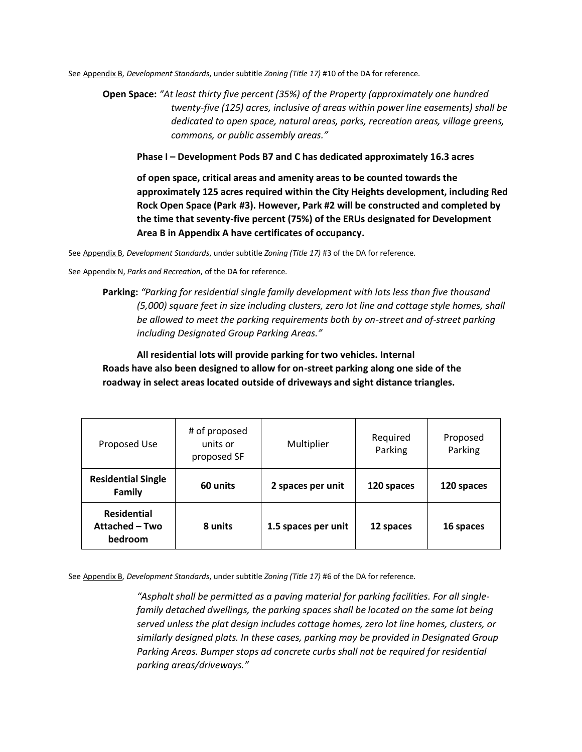See Appendix B, *Development Standards*, under subtitle *Zoning (Title 17)* #10 of the DA for reference.

**Open Space:** *"At least thirty five percent (35%) of the Property (approximately one hundred twenty-five (125) acres, inclusive of areas within power line easements) shall be dedicated to open space, natural areas, parks, recreation areas, village greens, commons, or public assembly areas."*

**Phase I – Development Pods B7 and C has dedicated approximately 16.3 acres**

**of open space, critical areas and amenity areas to be counted towards the approximately 125 acres required within the City Heights development, including Red Rock Open Space (Park #3). However, Park #2 will be constructed and completed by the time that seventy-five percent (75%) of the ERUs designated for Development Area B in Appendix A have certificates of occupancy.**

See Appendix B, *Development Standards*, under subtitle *Zoning (Title 17)* #3 of the DA for reference.

See Appendix N, *Parks and Recreation*, of the DA for reference.

**Parking:** *"Parking for residential single family development with lots less than five thousand (5,000) square feet in size including clusters, zero lot line and cottage style homes, shall be allowed to meet the parking requirements both by on-street and of-street parking including Designated Group Parking Areas."*

**All residential lots will provide parking for two vehicles. Internal Roads have also been designed to allow for on-street parking along one side of the roadway in select areas located outside of driveways and sight distance triangles.**

| Proposed Use | # of proposed units or proposed SF | Multiplier | Required Parking | Proposed Parking |
|---|---|---|---|---|
| **Residential Single Family** | **60 units** | **2 spaces per unit** | **120 spaces** | **120 spaces** |
| **Residential Attached – Two bedroom** | **8 units** | **1.5 spaces per unit** | **12 spaces** | **16 spaces** |

See Appendix B, *Development Standards*, under subtitle *Zoning (Title 17)* #6 of the DA for reference.

*"Asphalt shall be permitted as a paving material for parking facilities. For all single-family detached dwellings, the parking spaces shall be located on the same lot being served unless the plat design includes cottage homes, zero lot line homes, clusters, or similarly designed plats. In these cases, parking may be provided in Designated Group Parking Areas. Bumper stops ad concrete curbs shall not be required for residential parking areas/driveways."*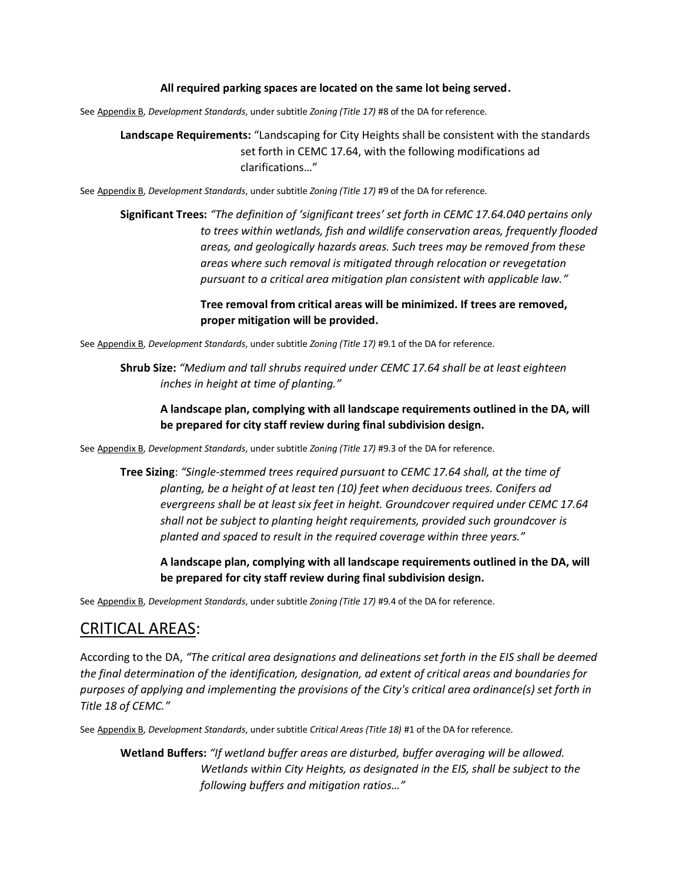**All required parking spaces are located on the same lot being served.**

See Appendix B, *Development Standards*, under subtitle *Zoning (Title 17)* #8 of the DA for reference.

**Landscape Requirements:** "Landscaping for City Heights shall be consistent with the standards set forth in CEMC 17.64, with the following modifications ad clarifications…"

See Appendix B, *Development Standards*, under subtitle *Zoning (Title 17)* #9 of the DA for reference.

**Significant Trees:** *"The definition of 'significant trees' set forth in CEMC 17.64.040 pertains only to trees within wetlands, fish and wildlife conservation areas, frequently flooded areas, and geologically hazards areas. Such trees may be removed from these areas where such removal is mitigated through relocation or revegetation pursuant to a critical area mitigation plan consistent with applicable law."*

**Tree removal from critical areas will be minimized. If trees are removed, proper mitigation will be provided.**

See Appendix B, *Development Standards*, under subtitle *Zoning (Title 17)* #9.1 of the DA for reference.

**Shrub Size:** *"Medium and tall shrubs required under CEMC 17.64 shall be at least eighteen inches in height at time of planting."*

**A landscape plan, complying with all landscape requirements outlined in the DA, will be prepared for city staff review during final subdivision design.**

See Appendix B, *Development Standards*, under subtitle *Zoning (Title 17)* #9.3 of the DA for reference.

**Tree Sizing**: *"Single-stemmed trees required pursuant to CEMC 17.64 shall, at the time of planting, be a height of at least ten (10) feet when deciduous trees. Conifers ad evergreens shall be at least six feet in height. Groundcover required under CEMC 17.64 shall not be subject to planting height requirements, provided such groundcover is planted and spaced to result in the required coverage within three years."*

**A landscape plan, complying with all landscape requirements outlined in the DA, will be prepared for city staff review during final subdivision design.**

See Appendix B, *Development Standards*, under subtitle *Zoning (Title 17)* #9.4 of the DA for reference.

## CRITICAL AREAS:

According to the DA, *"The critical area designations and delineations set forth in the EIS shall be deemed the final determination of the identification, designation, ad extent of critical areas and boundaries for purposes of applying and implementing the provisions of the City's critical area ordinance(s) set forth in Title 18 of CEMC."*

See Appendix B, *Development Standards*, under subtitle *Critical Areas (Title 18)* #1 of the DA for reference.

**Wetland Buffers:** *"If wetland buffer areas are disturbed, buffer averaging will be allowed. Wetlands within City Heights, as designated in the EIS, shall be subject to the following buffers and mitigation ratios…"*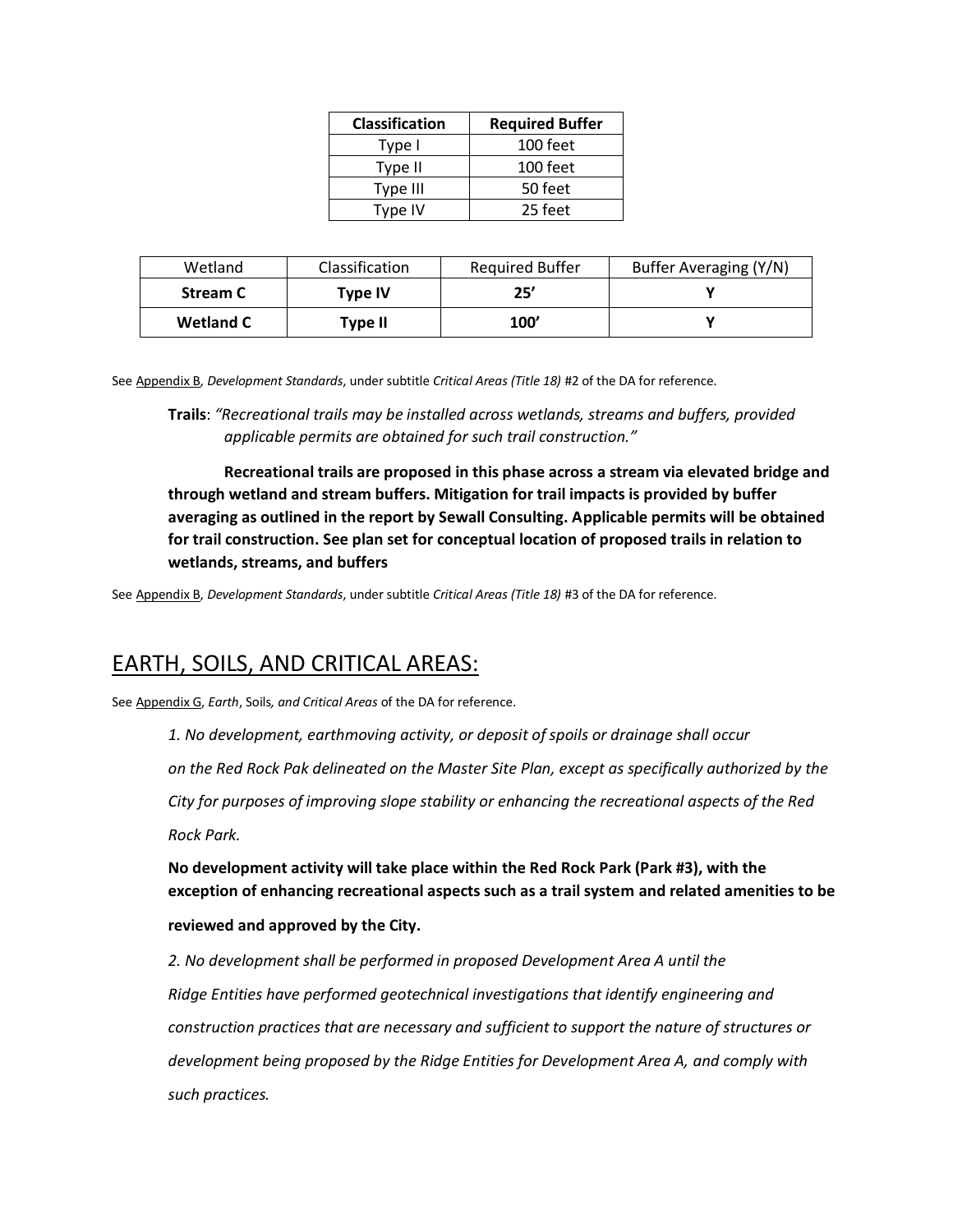| Classification | Required Buffer |
|---|---|
| Type I | 100 feet |
| Type II | 100 feet |
| Type III | 50 feet |
| Type IV | 25 feet |

| Wetland | Classification | Required Buffer | Buffer Averaging (Y/N) |
|---|---|---|---|
| **Stream C** | **Type IV** | **25'** | **Y** |
| **Wetland C** | **Type II** | **100'** | **Y** |

See Appendix B, *Development Standards*, under subtitle *Critical Areas (Title 18)* #2 of the DA for reference.

**Trails**: *"Recreational trails may be installed across wetlands, streams and buffers, provided applicable permits are obtained for such trail construction."*

**Recreational trails are proposed in this phase across a stream via elevated bridge and through wetland and stream buffers. Mitigation for trail impacts is provided by buffer averaging as outlined in the report by Sewall Consulting. Applicable permits will be obtained for trail construction. See plan set for conceptual location of proposed trails in relation to wetlands, streams, and buffers**

See Appendix B, *Development Standards*, under subtitle *Critical Areas (Title 18)* #3 of the DA for reference.

## EARTH, SOILS, AND CRITICAL AREAS:

See Appendix G, *Earth*, Soils*, and Critical Areas* of the DA for reference.

*1. No development, earthmoving activity, or deposit of spoils or drainage shall occur on the Red Rock Pak delineated on the Master Site Plan, except as specifically authorized by the City for purposes of improving slope stability or enhancing the recreational aspects of the Red Rock Park.*

**No development activity will take place within the Red Rock Park (Park #3), with the exception of enhancing recreational aspects such as a trail system and related amenities to be reviewed and approved by the City.**

*2. No development shall be performed in proposed Development Area A until the Ridge Entities have performed geotechnical investigations that identify engineering and construction practices that are necessary and sufficient to support the nature of structures or development being proposed by the Ridge Entities for Development Area A, and comply with such practices.*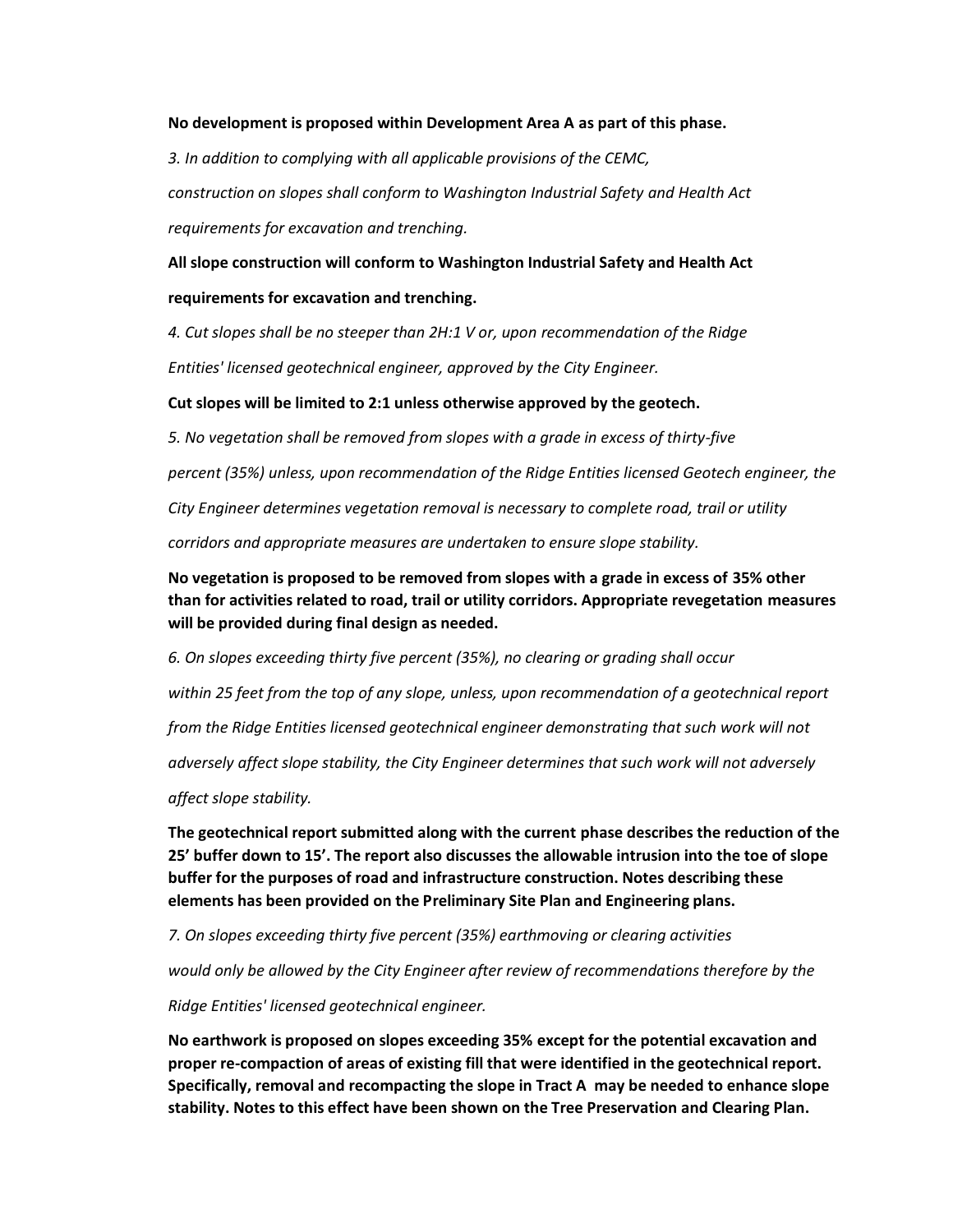**No development is proposed within Development Area A as part of this phase.**

*3. In addition to complying with all applicable provisions of the CEMC, construction on slopes shall conform to Washington Industrial Safety and Health Act requirements for excavation and trenching.*

**All slope construction will conform to Washington Industrial Safety and Health Act requirements for excavation and trenching.**

*4. Cut slopes shall be no steeper than 2H:1 V or, upon recommendation of the Ridge Entities' licensed geotechnical engineer, approved by the City Engineer.*

**Cut slopes will be limited to 2:1 unless otherwise approved by the geotech.**

*5. No vegetation shall be removed from slopes with a grade in excess of thirty-five percent (35%) unless, upon recommendation of the Ridge Entities licensed Geotech engineer, the City Engineer determines vegetation removal is necessary to complete road, trail or utility corridors and appropriate measures are undertaken to ensure slope stability.*

**No vegetation is proposed to be removed from slopes with a grade in excess of 35% other than for activities related to road, trail or utility corridors. Appropriate revegetation measures will be provided during final design as needed.**

*6. On slopes exceeding thirty five percent (35%), no clearing or grading shall occur within 25 feet from the top of any slope, unless, upon recommendation of a geotechnical report from the Ridge Entities licensed geotechnical engineer demonstrating that such work will not adversely affect slope stability, the City Engineer determines that such work will not adversely affect slope stability.*

**The geotechnical report submitted along with the current phase describes the reduction of the 25' buffer down to 15'. The report also discusses the allowable intrusion into the toe of slope buffer for the purposes of road and infrastructure construction. Notes describing these elements has been provided on the Preliminary Site Plan and Engineering plans.**

*7. On slopes exceeding thirty five percent (35%) earthmoving or clearing activities would only be allowed by the City Engineer after review of recommendations therefore by the Ridge Entities' licensed geotechnical engineer.*

**No earthwork is proposed on slopes exceeding 35% except for the potential excavation and proper re-compaction of areas of existing fill that were identified in the geotechnical report. Specifically, removal and recompacting the slope in Tract A may be needed to enhance slope stability. Notes to this effect have been shown on the Tree Preservation and Clearing Plan.**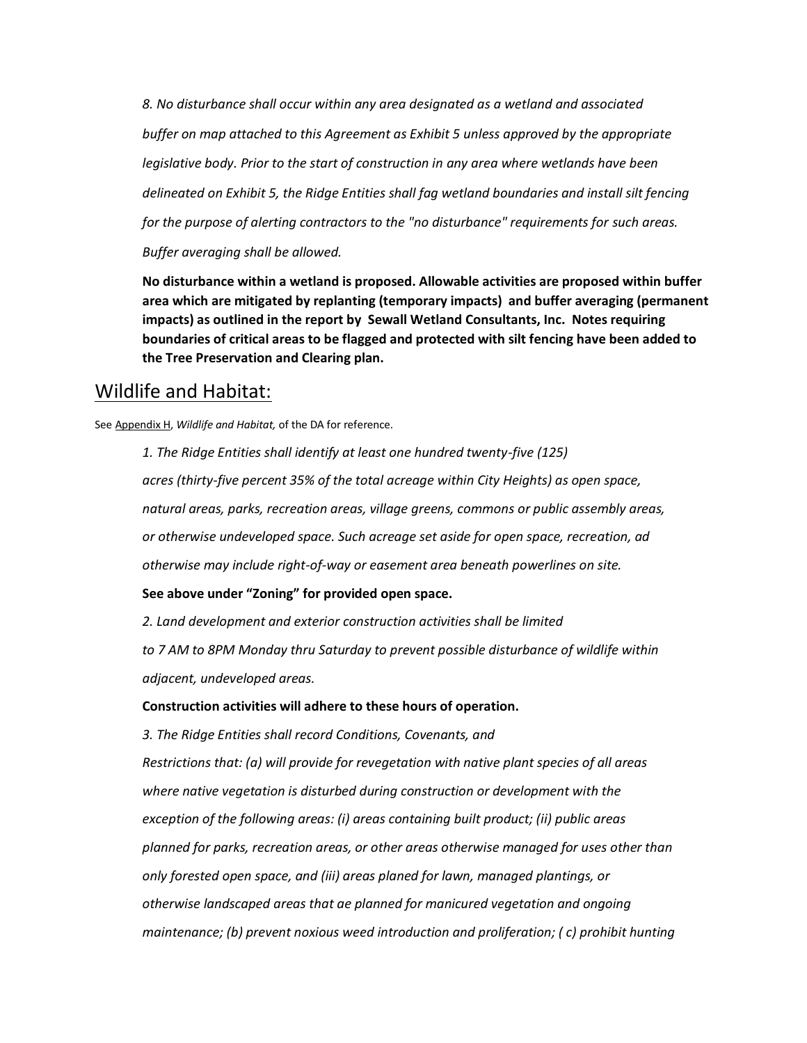*8. No disturbance shall occur within any area designated as a wetland and associated buffer on map attached to this Agreement as Exhibit 5 unless approved by the appropriate legislative body. Prior to the start of construction in any area where wetlands have been delineated on Exhibit 5, the Ridge Entities shall fag wetland boundaries and install silt fencing for the purpose of alerting contractors to the "no disturbance" requirements for such areas. Buffer averaging shall be allowed.*

**No disturbance within a wetland is proposed. Allowable activities are proposed within buffer area which are mitigated by replanting (temporary impacts) and buffer averaging (permanent impacts) as outlined in the report by Sewall Wetland Consultants, Inc. Notes requiring boundaries of critical areas to be flagged and protected with silt fencing have been added to the Tree Preservation and Clearing plan.**

## Wildlife and Habitat:

See Appendix H, *Wildlife and Habitat,* of the DA for reference.

*1. The Ridge Entities shall identify at least one hundred twenty-five (125) acres (thirty-five percent 35% of the total acreage within City Heights) as open space, natural areas, parks, recreation areas, village greens, commons or public assembly areas, or otherwise undeveloped space. Such acreage set aside for open space, recreation, ad otherwise may include right-of-way or easement area beneath powerlines on site.*

**See above under "Zoning" for provided open space.**

*2. Land development and exterior construction activities shall be limited to 7 AM to 8PM Monday thru Saturday to prevent possible disturbance of wildlife within adjacent, undeveloped areas.*

**Construction activities will adhere to these hours of operation.**

*3. The Ridge Entities shall record Conditions, Covenants, and Restrictions that: (a) will provide for revegetation with native plant species of all areas where native vegetation is disturbed during construction or development with the exception of the following areas: (i) areas containing built product; (ii) public areas planned for parks, recreation areas, or other areas otherwise managed for uses other than only forested open space, and (iii) areas planed for lawn, managed plantings, or otherwise landscaped areas that ae planned for manicured vegetation and ongoing maintenance; (b) prevent noxious weed introduction and proliferation; ( c) prohibit hunting*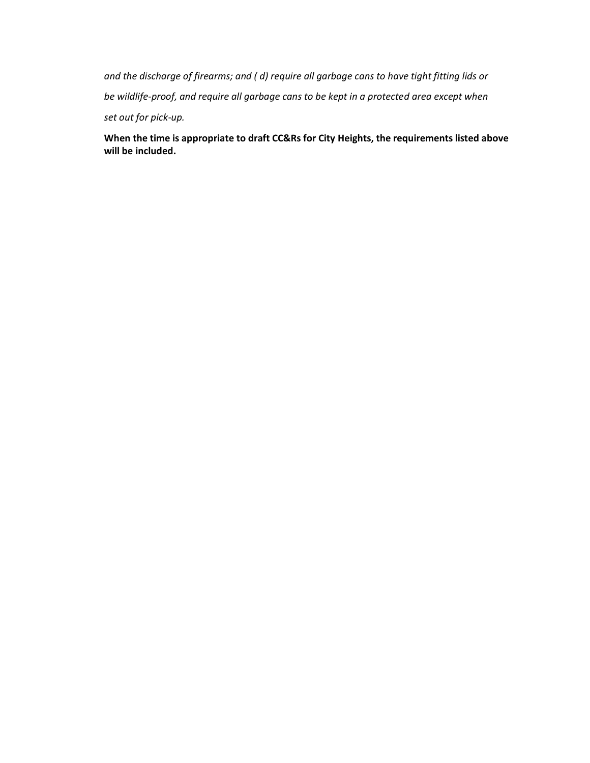*and the discharge of firearms; and ( d) require all garbage cans to have tight fitting lids or be wildlife-proof, and require all garbage cans to be kept in a protected area except when set out for pick-up.*

**When the time is appropriate to draft CC&Rs for City Heights, the requirements listed above will be included.**